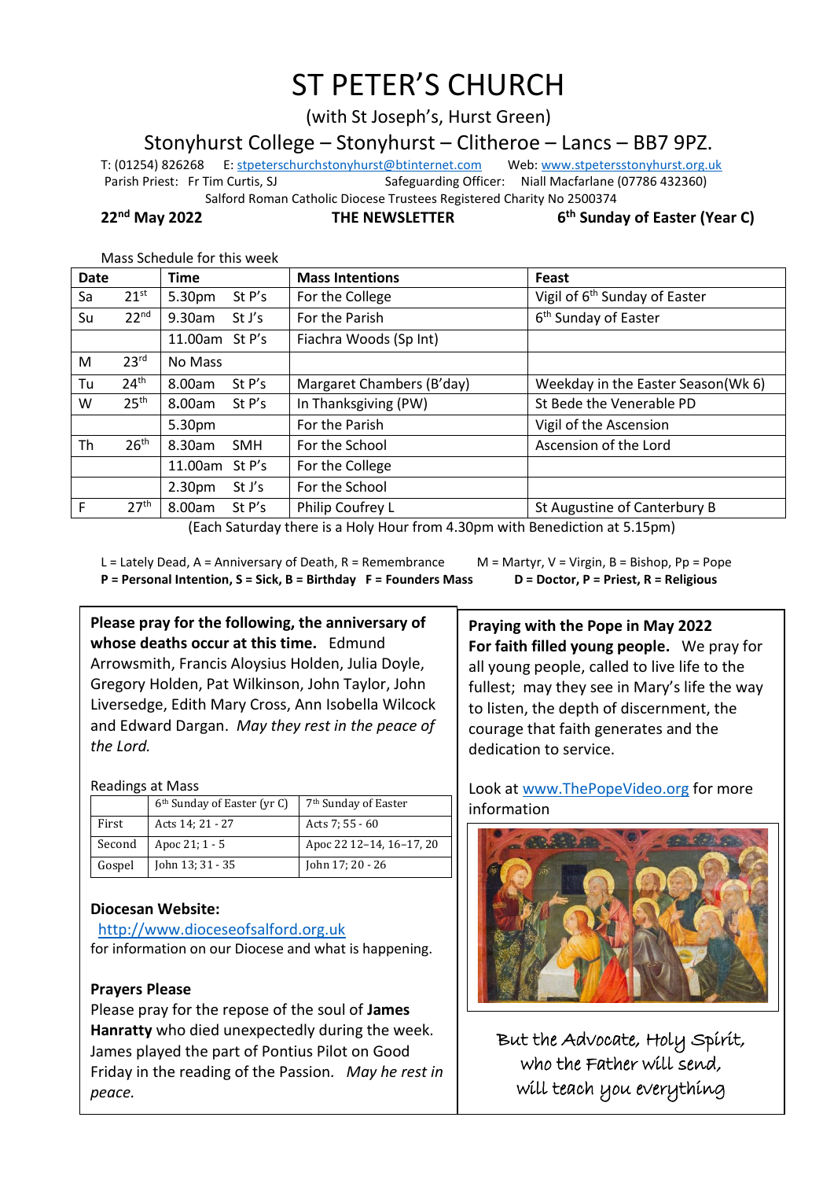# ST PETER'S CHURCH

(with St Joseph's, Hurst Green)

Stonyhurst College – Stonyhurst – Clitheroe – Lancs – BB7 9PZ.

T: (01254) 826268 E: stpeterschurchstonyhurst@btinternet.com Web: www.stpetersstonyhurst.org.uk

Parish Priest: Fr Tim Curtis, SJ Safeguarding Officer: Niall Macfarlane (07786 432360)

Salford Roman Catholic Diocese Trustees Registered Charity No 2500374

**22nd May 2022** **THE NEWSLETTER** **6th Sunday of Easter (Year C)**

Mass Schedule for this week

| **Date** | | **Time** | | **Mass Intentions** | **Feast** |
|---|---|---|---|---|---|
| Sa | 21st | 5.30pm | St P's | For the College | Vigil of 6th Sunday of Easter |
| Su | 22nd | 9.30am | St J's | For the Parish | 6th Sunday of Easter |
| | | 11.00am | St P's | Fiachra Woods (Sp Int) | |
| M | 23rd | No Mass | | | |
| Tu | 24th | 8.00am | St P's | Margaret Chambers (B'day) | Weekday in the Easter Season(Wk 6) |
| W | 25th | 8.00am | St P's | In Thanksgiving (PW) | St Bede the Venerable PD |
| | | 5.30pm | | For the Parish | Vigil of the Ascension |
| Th | 26th | 8.30am | SMH | For the School | Ascension of the Lord |
| | | 11.00am | St P's | For the College | |
| | | 2.30pm | St J's | For the School | |
| F | 27th | 8.00am | St P's | Philip Coufrey L | St Augustine of Canterbury B |

(Each Saturday there is a Holy Hour from 4.30pm with Benediction at 5.15pm)

L = Lately Dead, A = Anniversary of Death, R = Remembrance M = Martyr, V = Virgin, B = Bishop, Pp = Pope
**P = Personal Intention, S = Sick, B = Birthday F = Founders Mass D = Doctor, P = Priest, R = Religious**

**Please pray for the following, the anniversary of whose deaths occur at this time.** Edmund Arrowsmith, Francis Aloysius Holden, Julia Doyle, Gregory Holden, Pat Wilkinson, John Taylor, John Liversedge, Edith Mary Cross, Ann Isobella Wilcock and Edward Dargan. *May they rest in the peace of the Lord.*

Readings at Mass

| | 6th Sunday of Easter (yr C) | 7th Sunday of Easter |
|---|---|---|
| First | Acts 14; 21 - 27 | Acts 7; 55 - 60 |
| Second | Apoc 21; 1 - 5 | Apoc 22 12–14, 16–17, 20 |
| Gospel | John 13; 31 - 35 | John 17; 20 - 26 |

**Diocesan Website:**

http://www.dioceseofsalford.org.uk

for information on our Diocese and what is happening.

**Prayers Please**

Please pray for the repose of the soul of **James Hanratty** who died unexpectedly during the week. James played the part of Pontius Pilot on Good Friday in the reading of the Passion. *May he rest in peace.*

**Praying with the Pope in May 2022**

**For faith filled young people.** We pray for all young people, called to live life to the fullest; may they see in Mary's life the way to listen, the depth of discernment, the courage that faith generates and the dedication to service.

Look at www.ThePopeVideo.org for more information

But the Advocate, Holy Spirit, who the Father will send, will teach you everything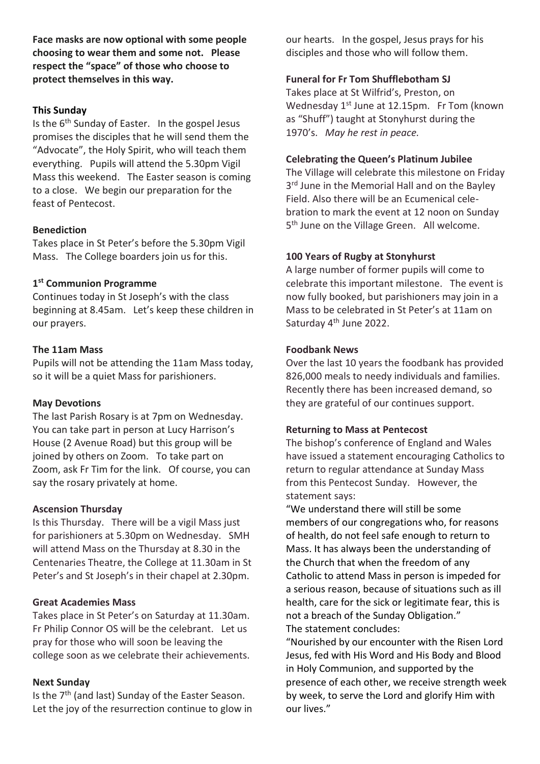**Face masks are now optional with some people choosing to wear them and some not. Please respect the "space" of those who choose to protect themselves in this way.**

**This Sunday**

Is the 6th Sunday of Easter. In the gospel Jesus promises the disciples that he will send them the "Advocate", the Holy Spirit, who will teach them everything. Pupils will attend the 5.30pm Vigil Mass this weekend. The Easter season is coming to a close. We begin our preparation for the feast of Pentecost.

**Benediction**

Takes place in St Peter's before the 5.30pm Vigil Mass. The College boarders join us for this.

**1st Communion Programme**

Continues today in St Joseph's with the class beginning at 8.45am. Let's keep these children in our prayers.

**The 11am Mass**

Pupils will not be attending the 11am Mass today, so it will be a quiet Mass for parishioners.

**May Devotions**

The last Parish Rosary is at 7pm on Wednesday. You can take part in person at Lucy Harrison's House (2 Avenue Road) but this group will be joined by others on Zoom. To take part on Zoom, ask Fr Tim for the link. Of course, you can say the rosary privately at home.

**Ascension Thursday**

Is this Thursday. There will be a vigil Mass just for parishioners at 5.30pm on Wednesday. SMH will attend Mass on the Thursday at 8.30 in the Centenaries Theatre, the College at 11.30am in St Peter's and St Joseph's in their chapel at 2.30pm.

**Great Academies Mass**

Takes place in St Peter's on Saturday at 11.30am. Fr Philip Connor OS will be the celebrant. Let us pray for those who will soon be leaving the college soon as we celebrate their achievements.

**Next Sunday**

Is the 7th (and last) Sunday of the Easter Season. Let the joy of the resurrection continue to glow in our hearts. In the gospel, Jesus prays for his disciples and those who will follow them.

**Funeral for Fr Tom Shufflebotham SJ**

Takes place at St Wilfrid's, Preston, on Wednesday 1st June at 12.15pm. Fr Tom (known as "Shuff") taught at Stonyhurst during the 1970's. *May he rest in peace.*

**Celebrating the Queen's Platinum Jubilee**

The Village will celebrate this milestone on Friday 3rd June in the Memorial Hall and on the Bayley Field. Also there will be an Ecumenical celebration to mark the event at 12 noon on Sunday 5th June on the Village Green. All welcome.

**100 Years of Rugby at Stonyhurst**

A large number of former pupils will come to celebrate this important milestone. The event is now fully booked, but parishioners may join in a Mass to be celebrated in St Peter's at 11am on Saturday 4th June 2022.

**Foodbank News**

Over the last 10 years the foodbank has provided 826,000 meals to needy individuals and families. Recently there has been increased demand, so they are grateful of our continues support.

**Returning to Mass at Pentecost**

The bishop's conference of England and Wales have issued a statement encouraging Catholics to return to regular attendance at Sunday Mass from this Pentecost Sunday. However, the statement says:

"We understand there will still be some members of our congregations who, for reasons of health, do not feel safe enough to return to Mass. It has always been the understanding of the Church that when the freedom of any Catholic to attend Mass in person is impeded for a serious reason, because of situations such as ill health, care for the sick or legitimate fear, this is not a breach of the Sunday Obligation."

The statement concludes:

"Nourished by our encounter with the Risen Lord Jesus, fed with His Word and His Body and Blood in Holy Communion, and supported by the presence of each other, we receive strength week by week, to serve the Lord and glorify Him with our lives."